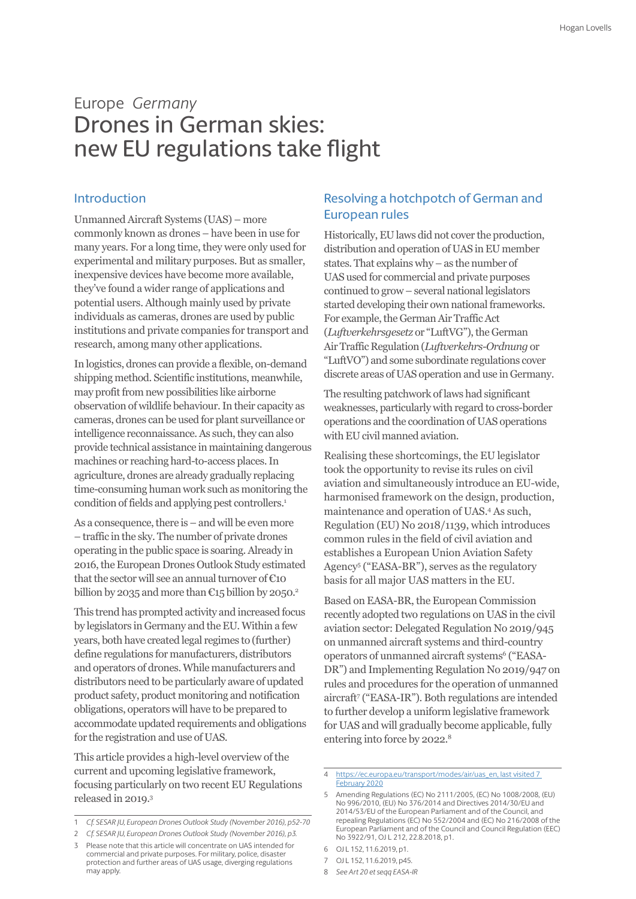# Europe *Germany*

# Drones in German skies: new EU regulations take flight

## Introduction

Unmanned Aircraft Systems (UAS) – more commonly known as drones – have been in use for many years. For a long time, they were only used for experimental and military purposes. But as smaller, inexpensive devices have become more available, they've found a wider range of applications and potential users. Although mainly used by private individuals as cameras, drones are used by public institutions and private companies for transport and research, among many other applications.

In logistics, drones can provide a flexible, on-demand shipping method. Scientific institutions, meanwhile, may profit from new possibilities like airborne observation of wildlife behaviour. In their capacity as cameras, drones can be used for plant surveillance or intelligence reconnaissance. As such, they can also provide technical assistance in maintaining dangerous machines or reaching hard-to-access places. In agriculture, drones are already gradually replacing time-consuming human work such as monitoring the condition of fields and applying pest controllers.[1]

As a consequence, there is – and will be even more – traffic in the sky. The number of private drones operating in the public space is soaring. Already in 2016, the European Drones Outlook Study estimated that the sector will see an annual turnover of €10 billion by 2035 and more than €15 billion by 2050.[2]

This trend has prompted activity and increased focus by legislators in Germany and the EU. Within a few years, both have created legal regimes to (further) define regulations for manufacturers, distributors and operators of drones. While manufacturers and distributors need to be particularly aware of updated product safety, product monitoring and notification obligations, operators will have to be prepared to accommodate updated requirements and obligations for the registration and use of UAS.

This article provides a high-level overview of the current and upcoming legislative framework, focusing particularly on two recent EU Regulations released in 2019.[3]

## Resolving a hotchpotch of German and European rules

Historically, EU laws did not cover the production, distribution and operation of UAS in EU member states. That explains why – as the number of UAS used for commercial and private purposes continued to grow – several national legislators started developing their own national frameworks. For example, the German Air Traffic Act (*Luftverkehrsgesetz* or "LuftVG"), the German Air Traffic Regulation (*Luftverkehrs-Ordnung* or "LuftVO") and some subordinate regulations cover discrete areas of UAS operation and use in Germany.

The resulting patchwork of laws had significant weaknesses, particularly with regard to cross-border operations and the coordination of UAS operations with EU civil manned aviation.

Realising these shortcomings, the EU legislator took the opportunity to revise its rules on civil aviation and simultaneously introduce an EU-wide, harmonised framework on the design, production, maintenance and operation of UAS.[4] As such, Regulation (EU) No 2018/1139, which introduces common rules in the field of civil aviation and establishes a European Union Aviation Safety Agency[5] ("EASA-BR"), serves as the regulatory basis for all major UAS matters in the EU.

Based on EASA-BR, the European Commission recently adopted two regulations on UAS in the civil aviation sector: Delegated Regulation No 2019/945 on unmanned aircraft systems and third-country operators of unmanned aircraft systems[6] ("EASA-DR") and Implementing Regulation No 2019/947 on rules and procedures for the operation of unmanned aircraft[7] ("EASA-IR"). Both regulations are intended to further develop a uniform legislative framework for UAS and will gradually become applicable, fully entering into force by 2022.[8]

---

1 *Cf. SESAR JU, European Drones Outlook Study (November 2016), p52-70*

2 *Cf. SESAR JU, European Drones Outlook Study (November 2016), p3.*

3 Please note that this article will concentrate on UAS intended for commercial and private purposes. For military, police, disaster protection and further areas of UAS usage, diverging regulations may apply.

4 https://ec.europa.eu/transport/modes/air/uas_en, last visited 7 February 2020

5 Amending Regulations (EC) No 2111/2005, (EC) No 1008/2008, (EU) No 996/2010, (EU) No 376/2014 and Directives 2014/30/EU and 2014/53/EU of the European Parliament and of the Council, and repealing Regulations (EC) No 552/2004 and (EC) No 216/2008 of the European Parliament and of the Council and Council Regulation (EEC) No 3922/91, OJ L 212, 22.8.2018, p1.

6 OJ L 152, 11.6.2019, p1.

7 OJ L 152, 11.6.2019, p45.

8 *See Art 20 et seqq EASA-IR*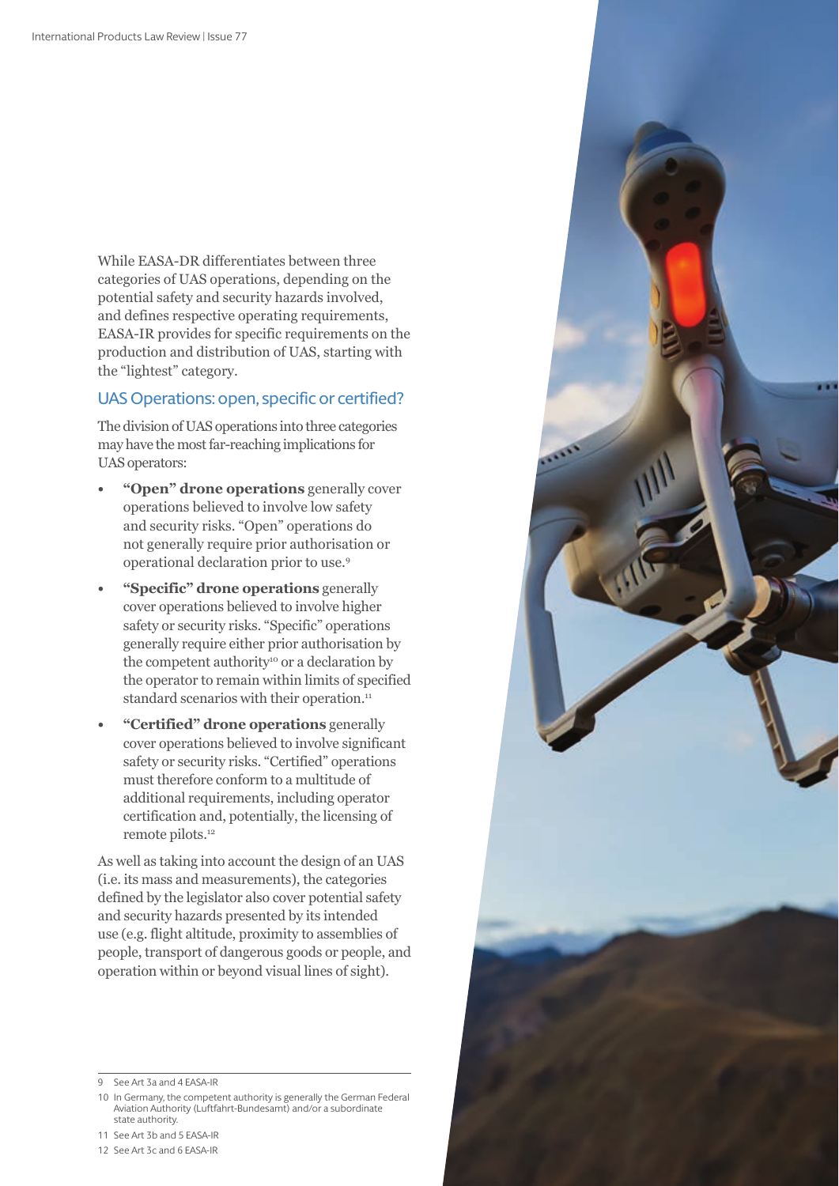While EASA-DR differentiates between three categories of UAS operations, depending on the potential safety and security hazards involved, and defines respective operating requirements, EASA-IR provides for specific requirements on the production and distribution of UAS, starting with the "lightest" category.

## UAS Operations: open, specific or certified?

The division of UAS operations into three categories may have the most far-reaching implications for UAS operators:

- **"Open" drone operations** generally cover operations believed to involve low safety and security risks. "Open" operations do not generally require prior authorisation or operational declaration prior to use.[9]
- **"Specific" drone operations** generally cover operations believed to involve higher safety or security risks. "Specific" operations generally require either prior authorisation by the competent authority[10] or a declaration by the operator to remain within limits of specified standard scenarios with their operation.[11]
- **"Certified" drone operations** generally cover operations believed to involve significant safety or security risks. "Certified" operations must therefore conform to a multitude of additional requirements, including operator certification and, potentially, the licensing of remote pilots.[12]

As well as taking into account the design of an UAS (i.e. its mass and measurements), the categories defined by the legislator also cover potential safety and security hazards presented by its intended use (e.g. flight altitude, proximity to assemblies of people, transport of dangerous goods or people, and operation within or beyond visual lines of sight).

---

9 See Art 3a and 4 EASA-IR

10 In Germany, the competent authority is generally the German Federal Aviation Authority (Luftfahrt-Bundesamt) and/or a subordinate state authority.

11 See Art 3b and 5 EASA-IR

12 See Art 3c and 6 EASA-IR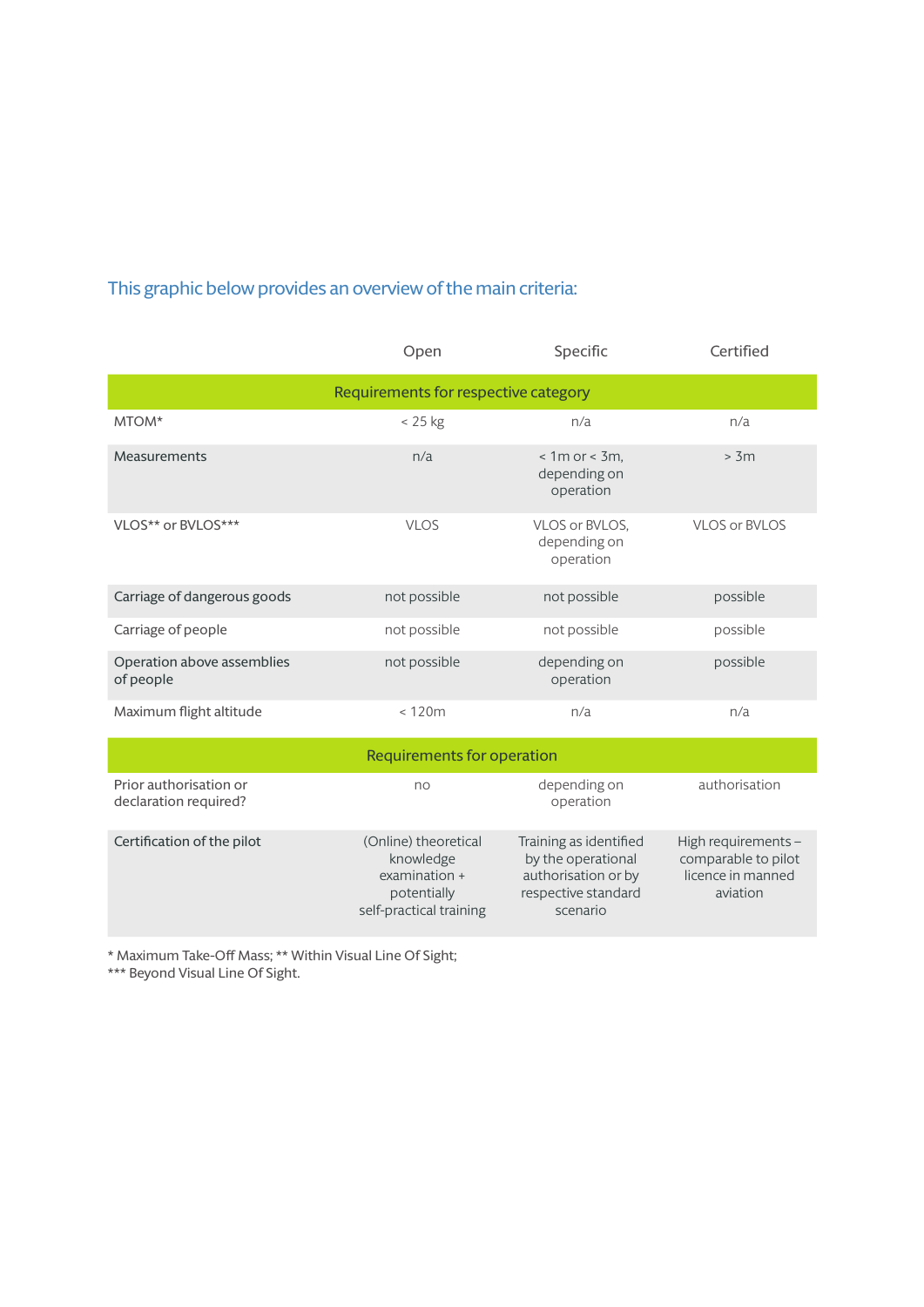This graphic below provides an overview of the main criteria:

| | Open | Specific | Certified |
|---|---|---|---|
| **Requirements for respective category** | | | |
| MTOM* | < 25 kg | n/a | n/a |
| Measurements | n/a | < 1m or < 3m, depending on operation | > 3m |
| VLOS** or BVLOS*** | VLOS | VLOS or BVLOS, depending on operation | VLOS or BVLOS |
| Carriage of dangerous goods | not possible | not possible | possible |
| Carriage of people | not possible | not possible | possible |
| Operation above assemblies of people | not possible | depending on operation | possible |
| Maximum flight altitude | < 120m | n/a | n/a |
| **Requirements for operation** | | | |
| Prior authorisation or declaration required? | no | depending on operation | authorisation |
| Certification of the pilot | (Online) theoretical knowledge examination + potentially self-practical training | Training as identified by the operational authorisation or by respective standard scenario | High requirements – comparable to pilot licence in manned aviation |

* Maximum Take-Off Mass; ** Within Visual Line Of Sight;
*** Beyond Visual Line Of Sight.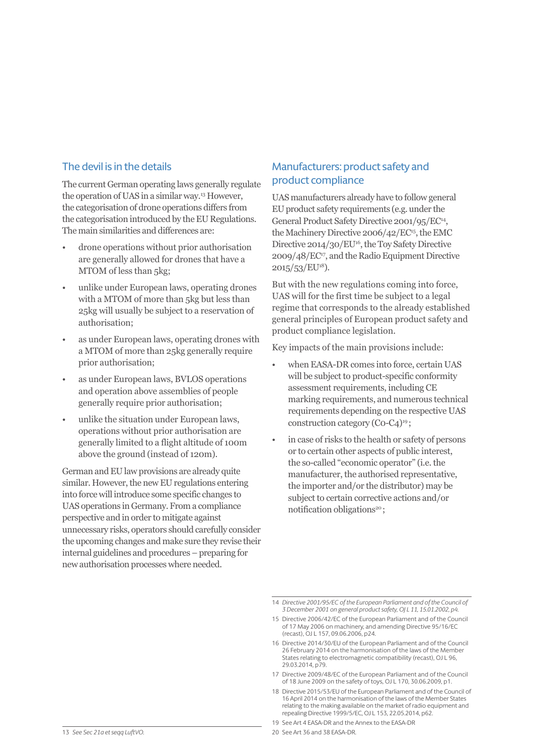## The devil is in the details

The current German operating laws generally regulate the operation of UAS in a similar way.[13] However, the categorisation of drone operations differs from the categorisation introduced by the EU Regulations. The main similarities and differences are:

- drone operations without prior authorisation are generally allowed for drones that have a MTOM of less than 5kg;
- unlike under European laws, operating drones with a MTOM of more than 5kg but less than 25kg will usually be subject to a reservation of authorisation;
- as under European laws, operating drones with a MTOM of more than 25kg generally require prior authorisation;
- as under European laws, BVLOS operations and operation above assemblies of people generally require prior authorisation;
- unlike the situation under European laws, operations without prior authorisation are generally limited to a flight altitude of 100m above the ground (instead of 120m).

German and EU law provisions are already quite similar. However, the new EU regulations entering into force will introduce some specific changes to UAS operations in Germany. From a compliance perspective and in order to mitigate against unnecessary risks, operators should carefully consider the upcoming changes and make sure they revise their internal guidelines and procedures – preparing for new authorisation processes where needed.

## Manufacturers: product safety and product compliance

UAS manufacturers already have to follow general EU product safety requirements (e.g. under the General Product Safety Directive 2001/95/EC[14], the Machinery Directive 2006/42/EC[15], the EMC Directive 2014/30/EU[16], the Toy Safety Directive 2009/48/EC[17], and the Radio Equipment Directive 2015/53/EU[18]).

But with the new regulations coming into force, UAS will for the first time be subject to a legal regime that corresponds to the already established general principles of European product safety and product compliance legislation.

Key impacts of the main provisions include:

- when EASA-DR comes into force, certain UAS will be subject to product-specific conformity assessment requirements, including CE marking requirements, and numerous technical requirements depending on the respective UAS construction category (C0-C4)[19];
- in case of risks to the health or safety of persons or to certain other aspects of public interest, the so-called "economic operator" (i.e. the manufacturer, the authorised representative, the importer and/or the distributor) may be subject to certain corrective actions and/or notification obligations[20];

---

13 *See Sec 21a et seqq LuftVO.*

14 *Directive 2001/95/EC of the European Parliament and of the Council of 3 December 2001 on general product safety, OJ L 11, 15.01.2002, p4.*

15 Directive 2006/42/EC of the European Parliament and of the Council of 17 May 2006 on machinery, and amending Directive 95/16/EC (recast), OJ L 157, 09.06.2006, p24.

16 Directive 2014/30/EU of the European Parliament and of the Council 26 February 2014 on the harmonisation of the laws of the Member States relating to electromagnetic compatibility (recast), OJ L 96, 29.03.2014, p79.

17 Directive 2009/48/EC of the European Parliament and of the Council of 18 June 2009 on the safety of toys, OJ L 170, 30.06.2009, p1.

18 Directive 2015/53/EU of the European Parliament and of the Council of 16 April 2014 on the harmonisation of the laws of the Member States relating to the making available on the market of radio equipment and repealing Directive 1999/5/EC, OJ L 153, 22.05.2014, p62.

19 See Art 4 EASA-DR and the Annex to the EASA-DR

20 See Art 36 and 38 EASA-DR.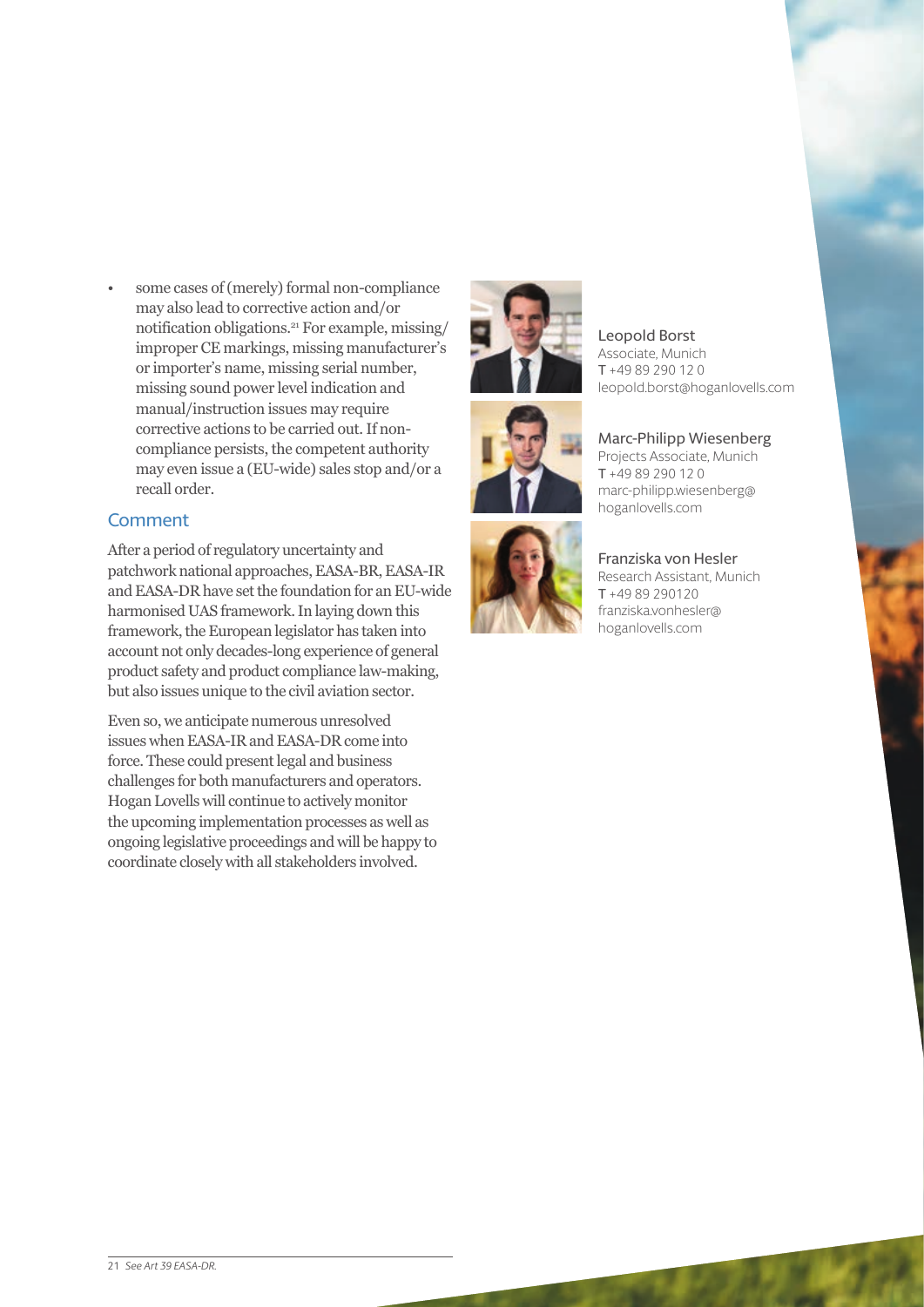- some cases of (merely) formal non-compliance may also lead to corrective action and/or notification obligations.[21] For example, missing/improper CE markings, missing manufacturer's or importer's name, missing serial number, missing sound power level indication and manual/instruction issues may require corrective actions to be carried out. If non-compliance persists, the competent authority may even issue a (EU-wide) sales stop and/or a recall order.

## Comment

After a period of regulatory uncertainty and patchwork national approaches, EASA-BR, EASA-IR and EASA-DR have set the foundation for an EU-wide harmonised UAS framework. In laying down this framework, the European legislator has taken into account not only decades-long experience of general product safety and product compliance law-making, but also issues unique to the civil aviation sector.

Even so, we anticipate numerous unresolved issues when EASA-IR and EASA-DR come into force. These could present legal and business challenges for both manufacturers and operators. Hogan Lovells will continue to actively monitor the upcoming implementation processes as well as ongoing legislative proceedings and will be happy to coordinate closely with all stakeholders involved.

**Leopold Borst**
Associate, Munich
T +49 89 290 12 0
leopold.borst@hoganlovells.com

**Marc-Philipp Wiesenberg**
Projects Associate, Munich
T +49 89 290 12 0
marc-philipp.wiesenberg@hoganlovells.com

**Franziska von Hesler**
Research Assistant, Munich
T +49 89 290120
franziska.vonhesler@hoganlovells.com

---

21 *See Art 39 EASA-DR.*